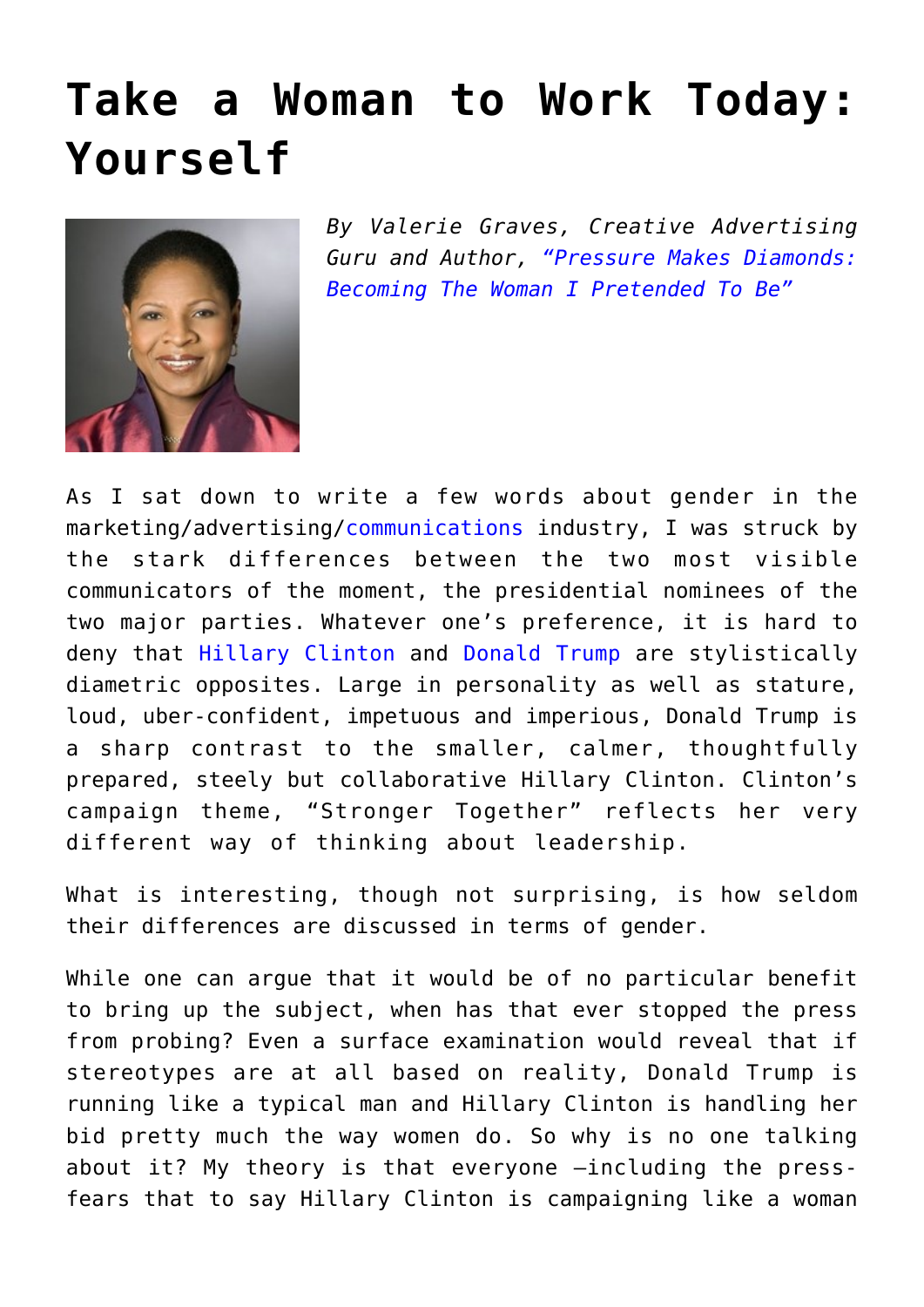# Take a Woman to Work Today: Yourself

*By Valerie Graves, Creative Advertising Guru and Author, "Pressure Makes Diamonds: Becoming The Woman I Pretended To Be"*

As I sat down to write a few words about gender in the marketing/advertising/communications industry, I was struck by the stark differences between the two most visible communicators of the moment, the presidential nominees of the two major parties. Whatever one's preference, it is hard to deny that Hillary Clinton and Donald Trump are stylistically diametric opposites. Large in personality as well as stature, loud, uber-confident, impetuous and imperious, Donald Trump is a sharp contrast to the smaller, calmer, thoughtfully prepared, steely but collaborative Hillary Clinton. Clinton's campaign theme, "Stronger Together" reflects her very different way of thinking about leadership.

What is interesting, though not surprising, is how seldom their differences are discussed in terms of gender.

While one can argue that it would be of no particular benefit to bring up the subject, when has that ever stopped the press from probing? Even a surface examination would reveal that if stereotypes are at all based on reality, Donald Trump is running like a typical man and Hillary Clinton is handling her bid pretty much the way women do. So why is no one talking about it? My theory is that everyone –including the press-fears that to say Hillary Clinton is campaigning like a woman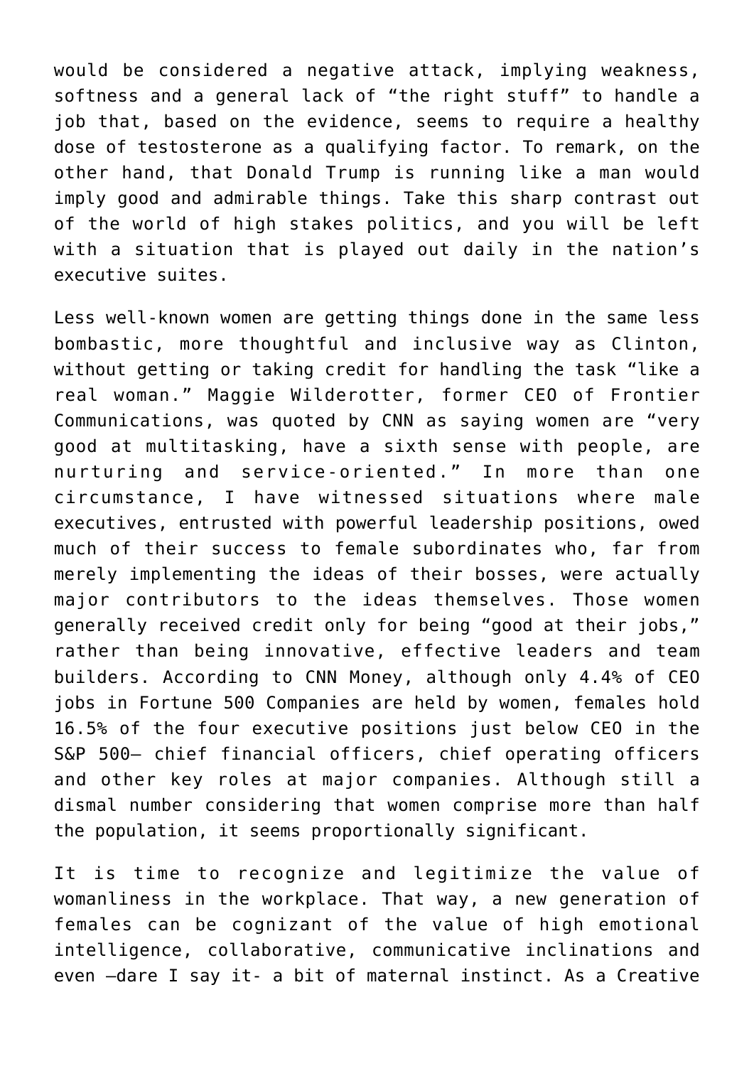would be considered a negative attack, implying weakness, softness and a general lack of “the right stuff” to handle a job that, based on the evidence, seems to require a healthy dose of testosterone as a qualifying factor. To remark, on the other hand, that Donald Trump is running like a man would imply good and admirable things. Take this sharp contrast out of the world of high stakes politics, and you will be left with a situation that is played out daily in the nation’s executive suites.

Less well-known women are getting things done in the same less bombastic, more thoughtful and inclusive way as Clinton, without getting or taking credit for handling the task “like a real woman.” Maggie Wilderotter, former CEO of Frontier Communications, was quoted by CNN as saying women are “very good at multitasking, have a sixth sense with people, are nurturing and service-oriented.” In more than one circumstance, I have witnessed situations where male executives, entrusted with powerful leadership positions, owed much of their success to female subordinates who, far from merely implementing the ideas of their bosses, were actually major contributors to the ideas themselves. Those women generally received credit only for being “good at their jobs,” rather than being innovative, effective leaders and team builders. According to CNN Money, although only 4.4% of CEO jobs in Fortune 500 Companies are held by women, females hold 16.5% of the four executive positions just below CEO in the S&P 500– chief financial officers, chief operating officers and other key roles at major companies. Although still a dismal number considering that women comprise more than half the population, it seems proportionally significant.

It is time to recognize and legitimize the value of womanliness in the workplace. That way, a new generation of females can be cognizant of the value of high emotional intelligence, collaborative, communicative inclinations and even –dare I say it- a bit of maternal instinct. As a Creative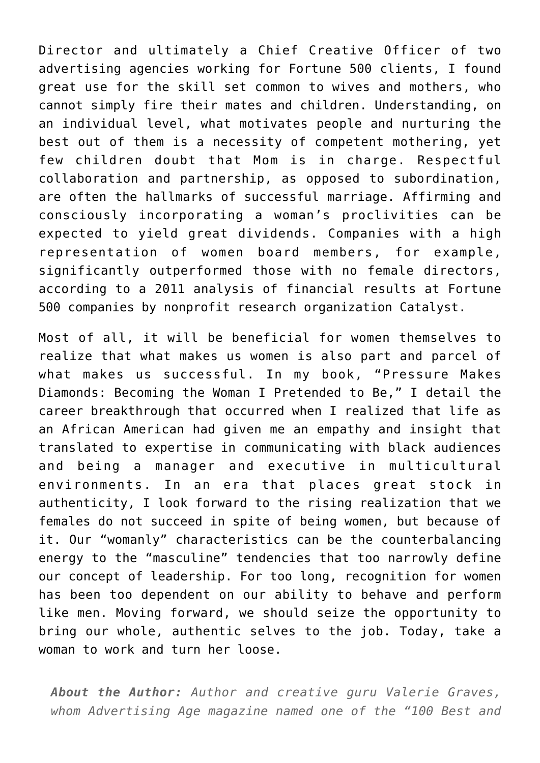Director and ultimately a Chief Creative Officer of two advertising agencies working for Fortune 500 clients, I found great use for the skill set common to wives and mothers, who cannot simply fire their mates and children. Understanding, on an individual level, what motivates people and nurturing the best out of them is a necessity of competent mothering, yet few children doubt that Mom is in charge. Respectful collaboration and partnership, as opposed to subordination, are often the hallmarks of successful marriage. Affirming and consciously incorporating a woman's proclivities can be expected to yield great dividends. Companies with a high representation of women board members, for example, significantly outperformed those with no female directors, according to a 2011 analysis of financial results at Fortune 500 companies by nonprofit research organization Catalyst.

Most of all, it will be beneficial for women themselves to realize that what makes us women is also part and parcel of what makes us successful. In my book, "Pressure Makes Diamonds: Becoming the Woman I Pretended to Be," I detail the career breakthrough that occurred when I realized that life as an African American had given me an empathy and insight that translated to expertise in communicating with black audiences and being a manager and executive in multicultural environments. In an era that places great stock in authenticity, I look forward to the rising realization that we females do not succeed in spite of being women, but because of it. Our "womanly" characteristics can be the counterbalancing energy to the "masculine" tendencies that too narrowly define our concept of leadership. For too long, recognition for women has been too dependent on our ability to behave and perform like men. Moving forward, we should seize the opportunity to bring our whole, authentic selves to the job. Today, take a woman to work and turn her loose.

***About the Author:*** *Author and creative guru Valerie Graves, whom Advertising Age magazine named one of the "100 Best and*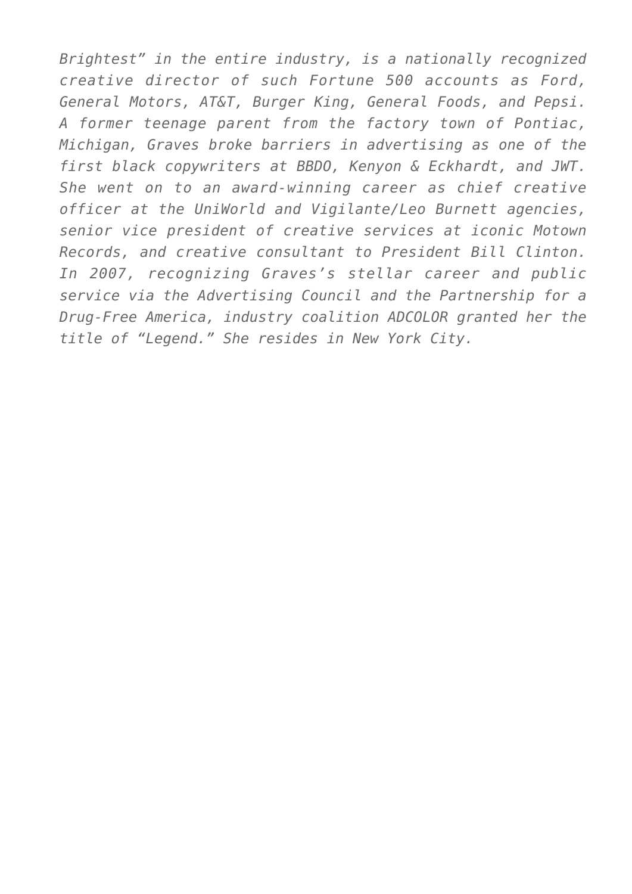*Brightest" in the entire industry, is a nationally recognized creative director of such Fortune 500 accounts as Ford, General Motors, AT&T, Burger King, General Foods, and Pepsi. A former teenage parent from the factory town of Pontiac, Michigan, Graves broke barriers in advertising as one of the first black copywriters at BBDO, Kenyon & Eckhardt, and JWT. She went on to an award-winning career as chief creative officer at the UniWorld and Vigilante/Leo Burnett agencies, senior vice president of creative services at iconic Motown Records, and creative consultant to President Bill Clinton. In 2007, recognizing Graves's stellar career and public service via the Advertising Council and the Partnership for a Drug-Free America, industry coalition ADCOLOR granted her the title of "Legend." She resides in New York City.*